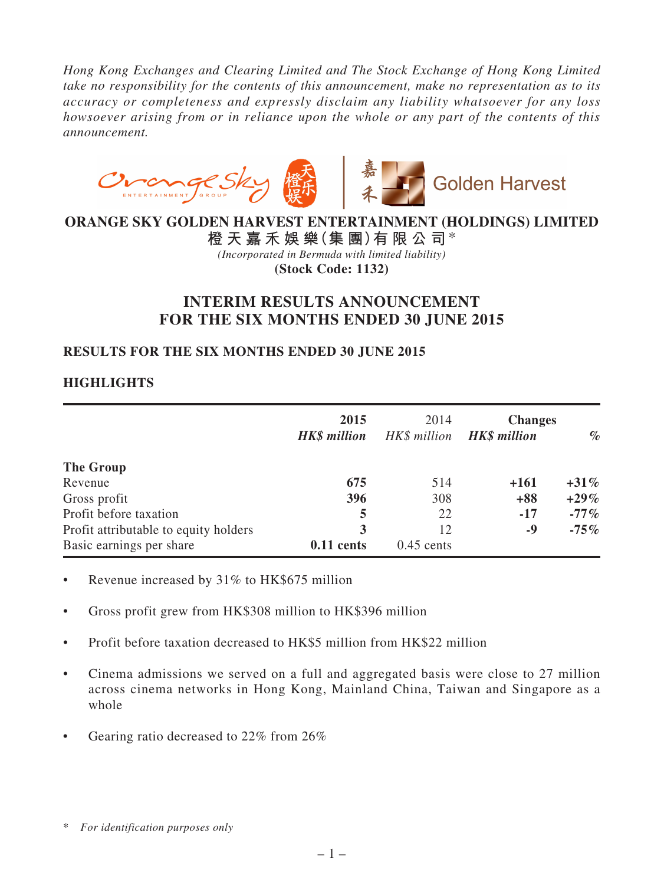*Hong Kong Exchanges and Clearing Limited and The Stock Exchange of Hong Kong Limited take no responsibility for the contents of this announcement, make no representation as to its accuracy or completeness and expressly disclaim any liability whatsoever for any loss howsoever arising from or in reliance upon the whole or any part of the contents of this announcement.*

**ORANGE SKY GOLDEN HARVEST ENTERTAINMENT (HOLDINGS) LIMITED**

**橙天嘉禾娛樂(集團)有限公司***

*(Incorporated in Bermuda with limited liability)*

**(Stock Code: 1132)**

# INTERIM RESULTS ANNOUNCEMENT FOR THE SIX MONTHS ENDED 30 JUNE 2015

## RESULTS FOR THE SIX MONTHS ENDED 30 JUNE 2015

## HIGHLIGHTS

| | 2015 *HK$ million* | 2014 *HK$ million* | Changes *HK$ million* | *%* |
|---|---|---|---|---|
| **The Group** | | | | |
| Revenue | **675** | 514 | **+161** | **+31%** |
| Gross profit | **396** | 308 | **+88** | **+29%** |
| Profit before taxation | **5** | 22 | **-17** | **-77%** |
| Profit attributable to equity holders | **3** | 12 | **-9** | **-75%** |
| Basic earnings per share | **0.11 cents** | 0.45 cents | | |

- Revenue increased by 31% to HK$675 million
- Gross profit grew from HK$308 million to HK$396 million
- Profit before taxation decreased to HK$5 million from HK$22 million
- Cinema admissions we served on a full and aggregated basis were close to 27 million across cinema networks in Hong Kong, Mainland China, Taiwan and Singapore as a whole
- Gearing ratio decreased to 22% from 26%

\* *For identification purposes only*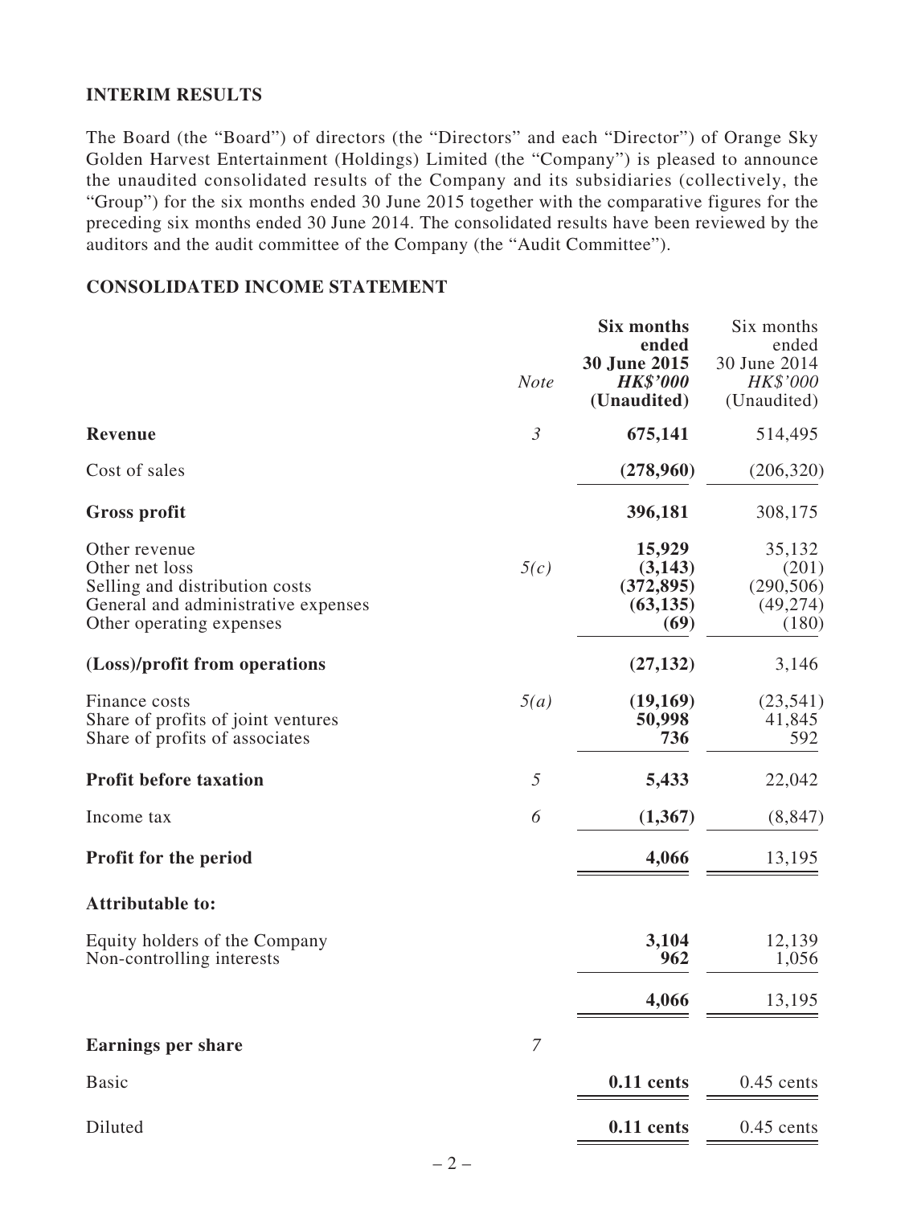## INTERIM RESULTS

The Board (the "Board") of directors (the "Directors" and each "Director") of Orange Sky Golden Harvest Entertainment (Holdings) Limited (the "Company") is pleased to announce the unaudited consolidated results of the Company and its subsidiaries (collectively, the "Group") for the six months ended 30 June 2015 together with the comparative figures for the preceding six months ended 30 June 2014. The consolidated results have been reviewed by the auditors and the audit committee of the Company (the "Audit Committee").

## CONSOLIDATED INCOME STATEMENT

| | *Note* | **Six months ended 30 June 2015** ***HK$'000*** **(Unaudited)** | Six months ended 30 June 2014 *HK$'000* (Unaudited) |
|---|---|---|---|
| **Revenue** | *3* | **675,141** | 514,495 |
| Cost of sales | | **(278,960)** | (206,320) |
| **Gross profit** | | **396,181** | 308,175 |
| Other revenue | | **15,929** | 35,132 |
| Other net loss | *5(c)* | **(3,143)** | (201) |
| Selling and distribution costs | | **(372,895)** | (290,506) |
| General and administrative expenses | | **(63,135)** | (49,274) |
| Other operating expenses | | **(69)** | (180) |
| **(Loss)/profit from operations** | | **(27,132)** | 3,146 |
| Finance costs | *5(a)* | **(19,169)** | (23,541) |
| Share of profits of joint ventures | | **50,998** | 41,845 |
| Share of profits of associates | | **736** | 592 |
| **Profit before taxation** | *5* | **5,433** | 22,042 |
| Income tax | *6* | **(1,367)** | (8,847) |
| **Profit for the period** | | **4,066** | 13,195 |
| **Attributable to:** | | | |
| Equity holders of the Company | | **3,104** | 12,139 |
| Non-controlling interests | | **962** | 1,056 |
| | | **4,066** | 13,195 |
| **Earnings per share** | *7* | | |
| Basic | | **0.11 cents** | 0.45 cents |
| Diluted | | **0.11 cents** | 0.45 cents |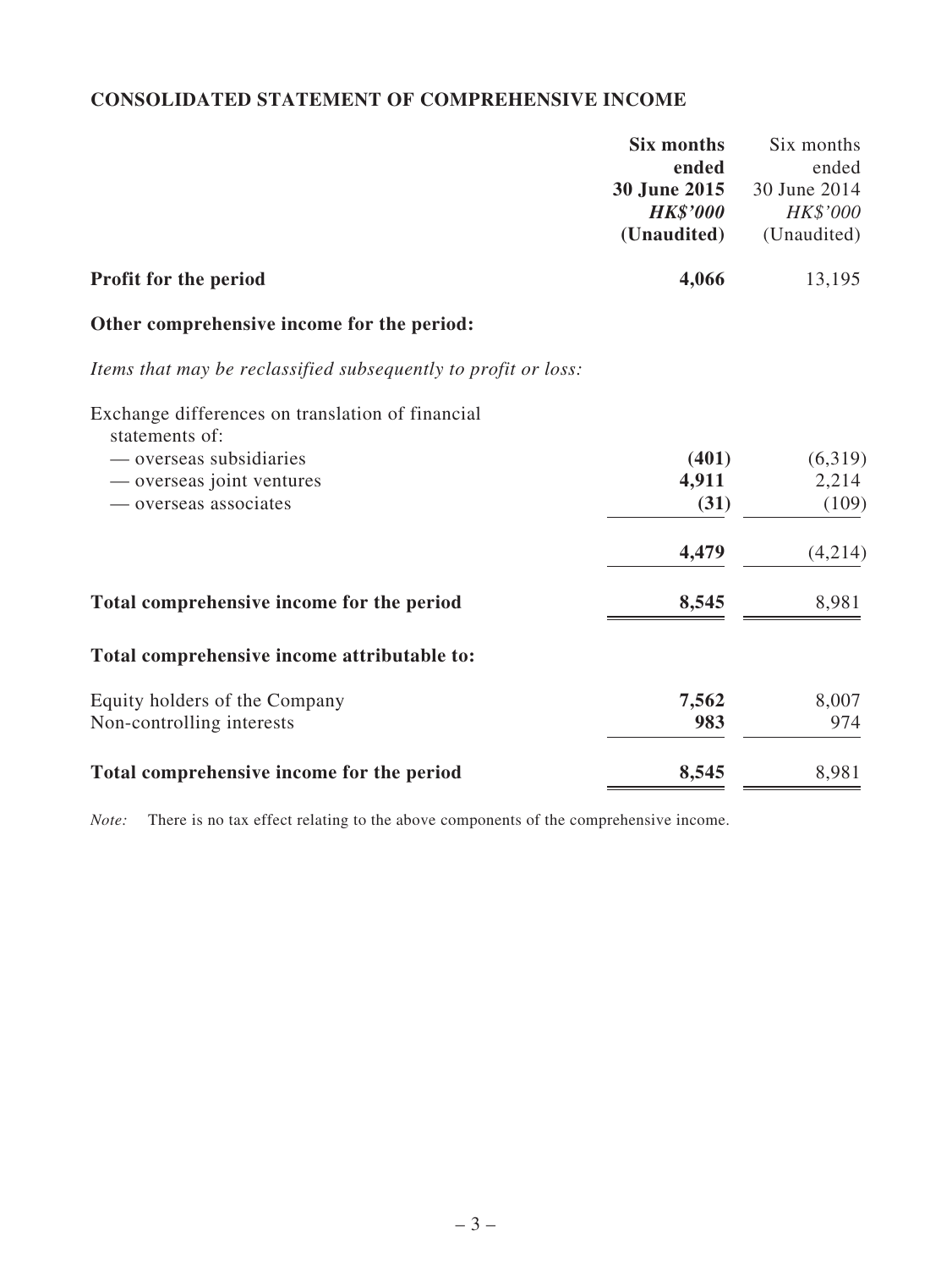## CONSOLIDATED STATEMENT OF COMPREHENSIVE INCOME

| | **Six months ended 30 June 2015** | Six months ended 30 June 2014 |
|---|---|---|
| | ***HK$'000*** | *HK$'000* |
| | **(Unaudited)** | (Unaudited) |
| **Profit for the period** | **4,066** | 13,195 |
| **Other comprehensive income for the period:** | | |
| *Items that may be reclassified subsequently to profit or loss:* | | |
| Exchange differences on translation of financial statements of: | | |
| — overseas subsidiaries | **(401)** | (6,319) |
| — overseas joint ventures | **4,911** | 2,214 |
| — overseas associates | **(31)** | (109) |
| | **4,479** | (4,214) |
| **Total comprehensive income for the period** | **8,545** | 8,981 |
| **Total comprehensive income attributable to:** | | |
| Equity holders of the Company | **7,562** | 8,007 |
| Non-controlling interests | **983** | 974 |
| **Total comprehensive income for the period** | **8,545** | 8,981 |

*Note:* There is no tax effect relating to the above components of the comprehensive income.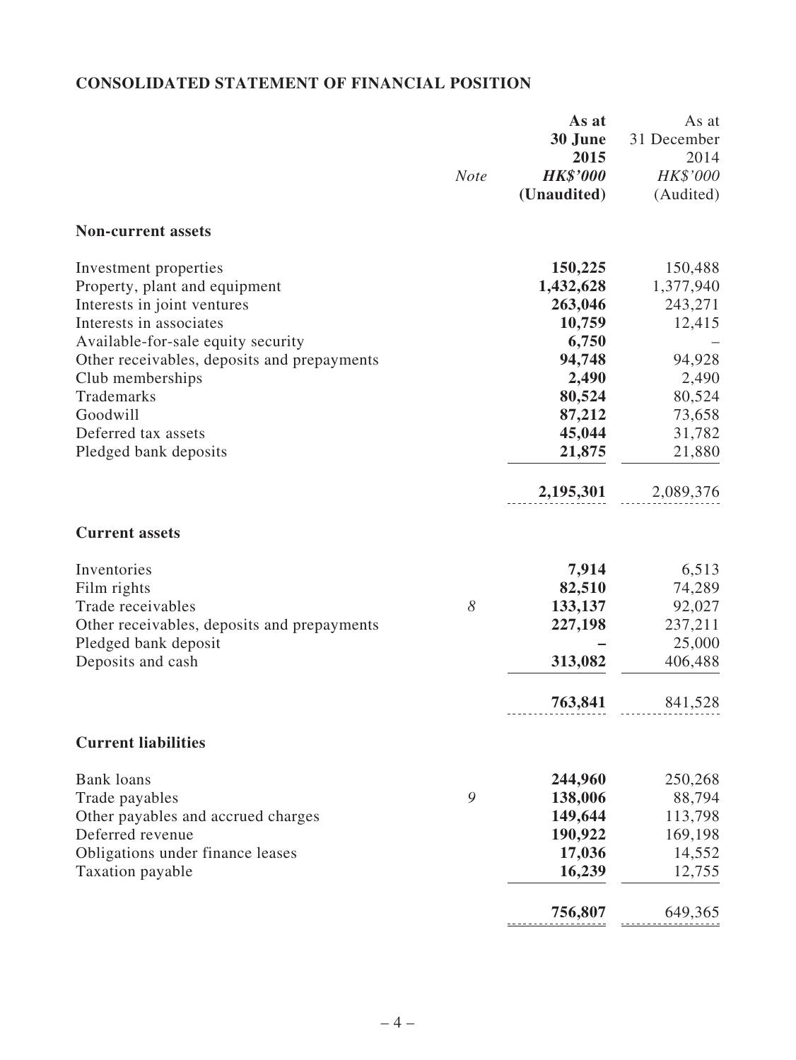## CONSOLIDATED STATEMENT OF FINANCIAL POSITION

| | *Note* | **As at 30 June 2015** ***HK$'000*** **(Unaudited)** | As at 31 December 2014 *HK$'000* (Audited) |
|---|---|---|---|
| **Non-current assets** | | | |
| Investment properties | | **150,225** | 150,488 |
| Property, plant and equipment | | **1,432,628** | 1,377,940 |
| Interests in joint ventures | | **263,046** | 243,271 |
| Interests in associates | | **10,759** | 12,415 |
| Available-for-sale equity security | | **6,750** | – |
| Other receivables, deposits and prepayments | | **94,748** | 94,928 |
| Club memberships | | **2,490** | 2,490 |
| Trademarks | | **80,524** | 80,524 |
| Goodwill | | **87,212** | 73,658 |
| Deferred tax assets | | **45,044** | 31,782 |
| Pledged bank deposits | | **21,875** | 21,880 |
| | | **2,195,301** | 2,089,376 |
| **Current assets** | | | |
| Inventories | | **7,914** | 6,513 |
| Film rights | | **82,510** | 74,289 |
| Trade receivables | *8* | **133,137** | 92,027 |
| Other receivables, deposits and prepayments | | **227,198** | 237,211 |
| Pledged bank deposit | | **–** | 25,000 |
| Deposits and cash | | **313,082** | 406,488 |
| | | **763,841** | 841,528 |
| **Current liabilities** | | | |
| Bank loans | | **244,960** | 250,268 |
| Trade payables | *9* | **138,006** | 88,794 |
| Other payables and accrued charges | | **149,644** | 113,798 |
| Deferred revenue | | **190,922** | 169,198 |
| Obligations under finance leases | | **17,036** | 14,552 |
| Taxation payable | | **16,239** | 12,755 |
| | | **756,807** | 649,365 |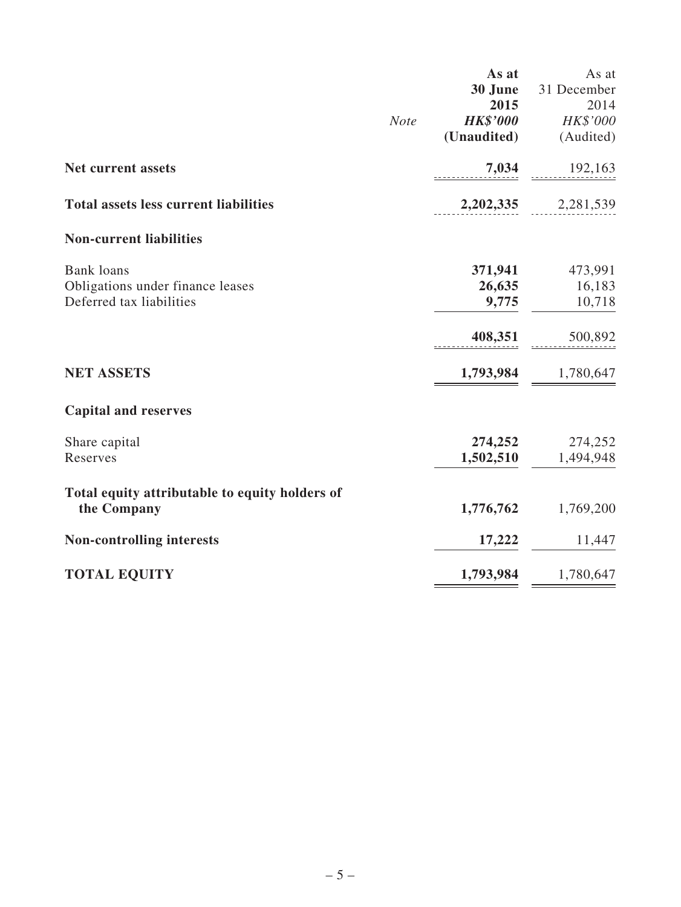| | Note | As at 30 June 2015 HK$'000 (Unaudited) | As at 31 December 2014 HK$'000 (Audited) |
|---|---|---|---|
| **Net current assets** | | **7,034** | 192,163 |
| **Total assets less current liabilities** | | **2,202,335** | 2,281,539 |
| **Non-current liabilities** | | | |
| Bank loans | | **371,941** | 473,991 |
| Obligations under finance leases | | **26,635** | 16,183 |
| Deferred tax liabilities | | **9,775** | 10,718 |
| | | **408,351** | 500,892 |
| **NET ASSETS** | | **1,793,984** | 1,780,647 |
| **Capital and reserves** | | | |
| Share capital | | **274,252** | 274,252 |
| Reserves | | **1,502,510** | 1,494,948 |
| **Total equity attributable to equity holders of the Company** | | **1,776,762** | 1,769,200 |
| **Non-controlling interests** | | **17,222** | 11,447 |
| **TOTAL EQUITY** | | **1,793,984** | 1,780,647 |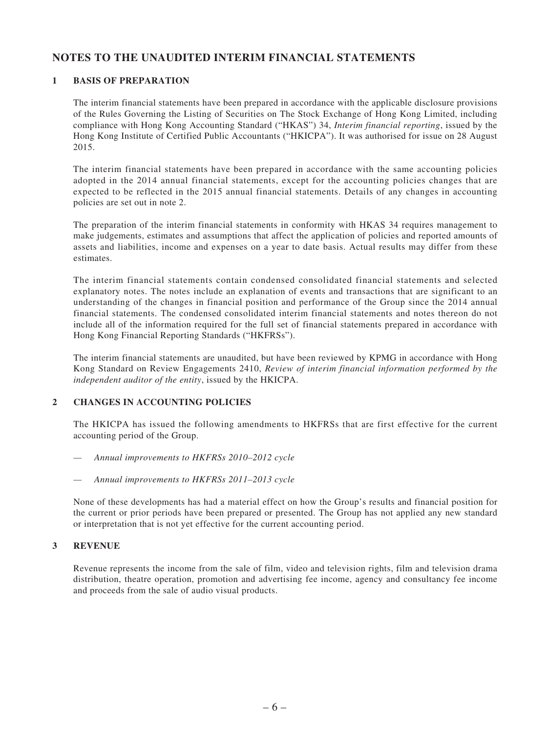# NOTES TO THE UNAUDITED INTERIM FINANCIAL STATEMENTS

## 1 BASIS OF PREPARATION

The interim financial statements have been prepared in accordance with the applicable disclosure provisions of the Rules Governing the Listing of Securities on The Stock Exchange of Hong Kong Limited, including compliance with Hong Kong Accounting Standard ("HKAS") 34, *Interim financial reporting*, issued by the Hong Kong Institute of Certified Public Accountants ("HKICPA"). It was authorised for issue on 28 August 2015.

The interim financial statements have been prepared in accordance with the same accounting policies adopted in the 2014 annual financial statements, except for the accounting policies changes that are expected to be reflected in the 2015 annual financial statements. Details of any changes in accounting policies are set out in note 2.

The preparation of the interim financial statements in conformity with HKAS 34 requires management to make judgements, estimates and assumptions that affect the application of policies and reported amounts of assets and liabilities, income and expenses on a year to date basis. Actual results may differ from these estimates.

The interim financial statements contain condensed consolidated financial statements and selected explanatory notes. The notes include an explanation of events and transactions that are significant to an understanding of the changes in financial position and performance of the Group since the 2014 annual financial statements. The condensed consolidated interim financial statements and notes thereon do not include all of the information required for the full set of financial statements prepared in accordance with Hong Kong Financial Reporting Standards ("HKFRSs").

The interim financial statements are unaudited, but have been reviewed by KPMG in accordance with Hong Kong Standard on Review Engagements 2410, *Review of interim financial information performed by the independent auditor of the entity*, issued by the HKICPA.

## 2 CHANGES IN ACCOUNTING POLICIES

The HKICPA has issued the following amendments to HKFRSs that are first effective for the current accounting period of the Group.

— *Annual improvements to HKFRSs 2010–2012 cycle*

— *Annual improvements to HKFRSs 2011–2013 cycle*

None of these developments has had a material effect on how the Group's results and financial position for the current or prior periods have been prepared or presented. The Group has not applied any new standard or interpretation that is not yet effective for the current accounting period.

## 3 REVENUE

Revenue represents the income from the sale of film, video and television rights, film and television drama distribution, theatre operation, promotion and advertising fee income, agency and consultancy fee income and proceeds from the sale of audio visual products.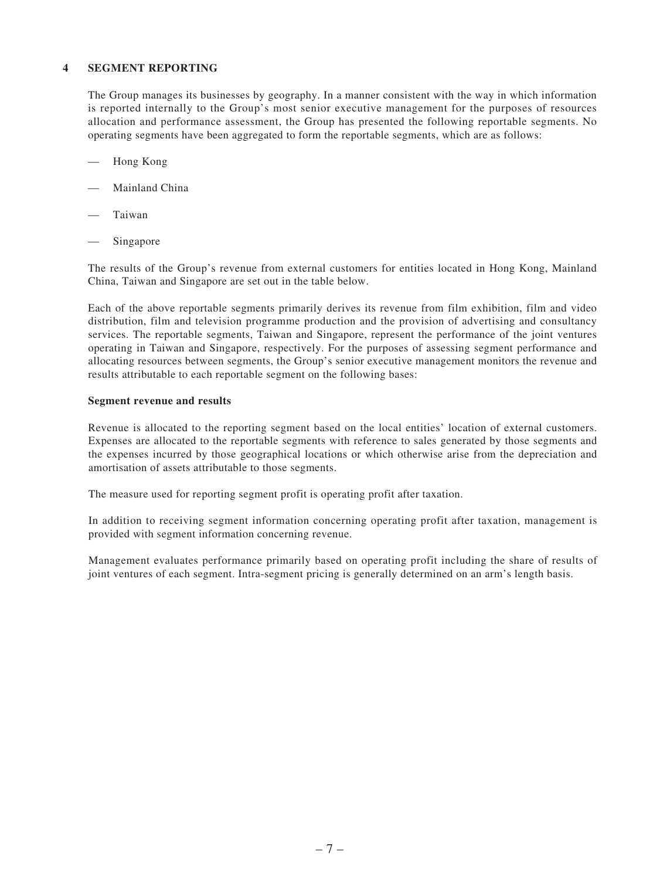## 4 SEGMENT REPORTING

The Group manages its businesses by geography. In a manner consistent with the way in which information is reported internally to the Group's most senior executive management for the purposes of resources allocation and performance assessment, the Group has presented the following reportable segments. No operating segments have been aggregated to form the reportable segments, which are as follows:

- Hong Kong
- Mainland China
- Taiwan
- Singapore

The results of the Group's revenue from external customers for entities located in Hong Kong, Mainland China, Taiwan and Singapore are set out in the table below.

Each of the above reportable segments primarily derives its revenue from film exhibition, film and video distribution, film and television programme production and the provision of advertising and consultancy services. The reportable segments, Taiwan and Singapore, represent the performance of the joint ventures operating in Taiwan and Singapore, respectively. For the purposes of assessing segment performance and allocating resources between segments, the Group's senior executive management monitors the revenue and results attributable to each reportable segment on the following bases:

**Segment revenue and results**

Revenue is allocated to the reporting segment based on the local entities' location of external customers. Expenses are allocated to the reportable segments with reference to sales generated by those segments and the expenses incurred by those geographical locations or which otherwise arise from the depreciation and amortisation of assets attributable to those segments.

The measure used for reporting segment profit is operating profit after taxation.

In addition to receiving segment information concerning operating profit after taxation, management is provided with segment information concerning revenue.

Management evaluates performance primarily based on operating profit including the share of results of joint ventures of each segment. Intra-segment pricing is generally determined on an arm's length basis.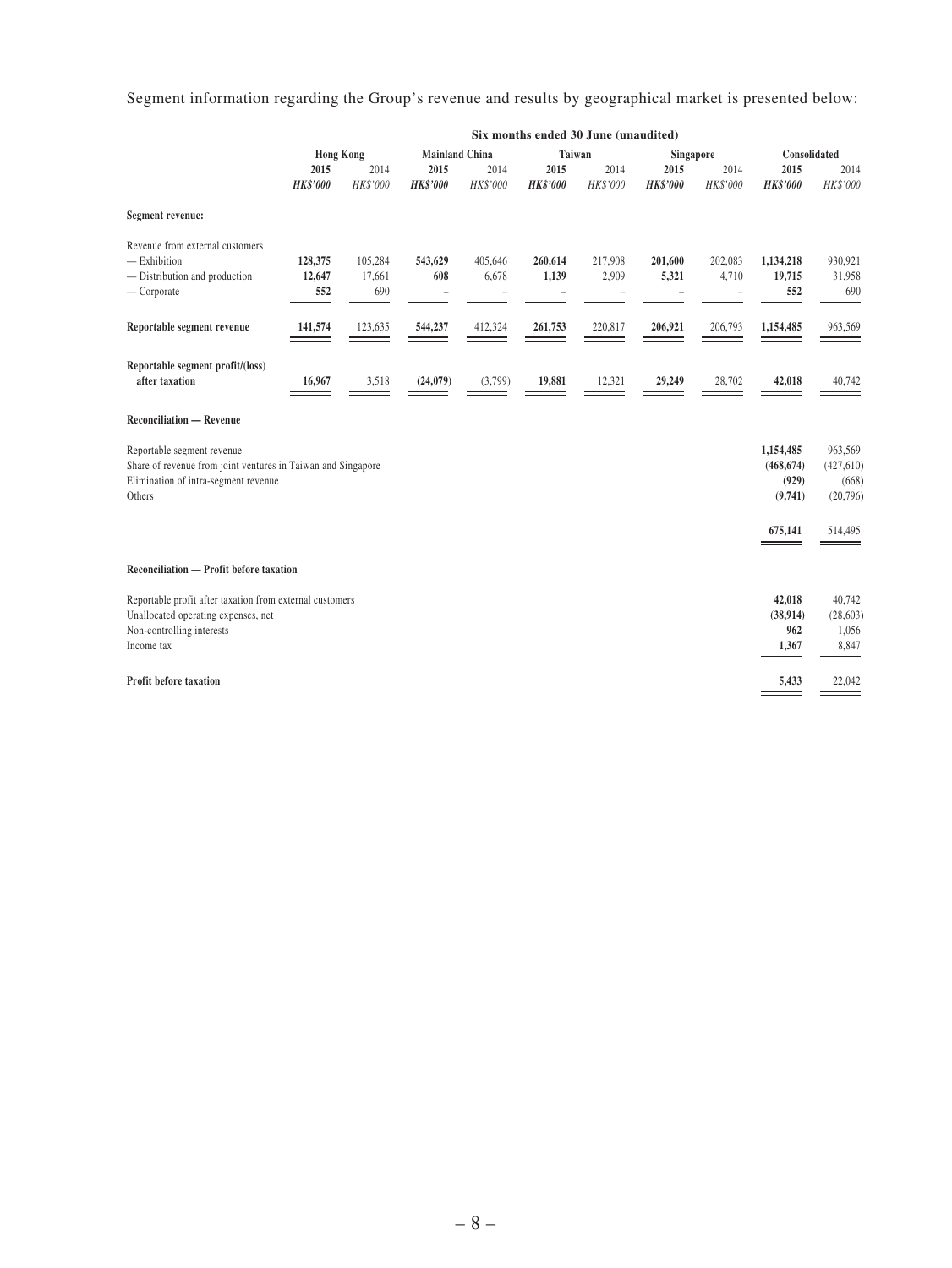Segment information regarding the Group's revenue and results by geographical market is presented below:

| | Six months ended 30 June (unaudited) | | | | | | | | | |
|---|---|---|---|---|---|---|---|---|---|---|
| | Hong Kong | | Mainland China | | Taiwan | | Singapore | | Consolidated | |
| | **2015** | 2014 | **2015** | 2014 | **2015** | 2014 | **2015** | 2014 | **2015** | 2014 |
| | ***HK$'000*** | *HK$'000* | ***HK$'000*** | *HK$'000* | ***HK$'000*** | *HK$'000* | ***HK$'000*** | *HK$'000* | ***HK$'000*** | *HK$'000* |
| **Segment revenue:** | | | | | | | | | | |
| Revenue from external customers | | | | | | | | | | |
| — Exhibition | **128,375** | 105,284 | **543,629** | 405,646 | **260,614** | 217,908 | **201,600** | 202,083 | **1,134,218** | 930,921 |
| — Distribution and production | **12,647** | 17,661 | **608** | 6,678 | **1,139** | 2,909 | **5,321** | 4,710 | **19,715** | 31,958 |
| — Corporate | **552** | 690 | **–** | – | **–** | – | **–** | – | **552** | 690 |
| **Reportable segment revenue** | **141,574** | 123,635 | **544,237** | 412,324 | **261,753** | 220,817 | **206,921** | 206,793 | **1,154,485** | 963,569 |
| **Reportable segment profit/(loss) after taxation** | **16,967** | 3,518 | **(24,079)** | (3,799) | **19,881** | 12,321 | **29,249** | 28,702 | **42,018** | 40,742 |
| **Reconciliation — Revenue** | | | | | | | | | | |
| Reportable segment revenue | | | | | | | | | **1,154,485** | 963,569 |
| Share of revenue from joint ventures in Taiwan and Singapore | | | | | | | | | **(468,674)** | (427,610) |
| Elimination of intra-segment revenue | | | | | | | | | **(929)** | (668) |
| Others | | | | | | | | | **(9,741)** | (20,796) |
| | | | | | | | | | **675,141** | 514,495 |
| **Reconciliation — Profit before taxation** | | | | | | | | | | |
| Reportable profit after taxation from external customers | | | | | | | | | **42,018** | 40,742 |
| Unallocated operating expenses, net | | | | | | | | | **(38,914)** | (28,603) |
| Non-controlling interests | | | | | | | | | **962** | 1,056 |
| Income tax | | | | | | | | | **1,367** | 8,847 |
| **Profit before taxation** | | | | | | | | | **5,433** | 22,042 |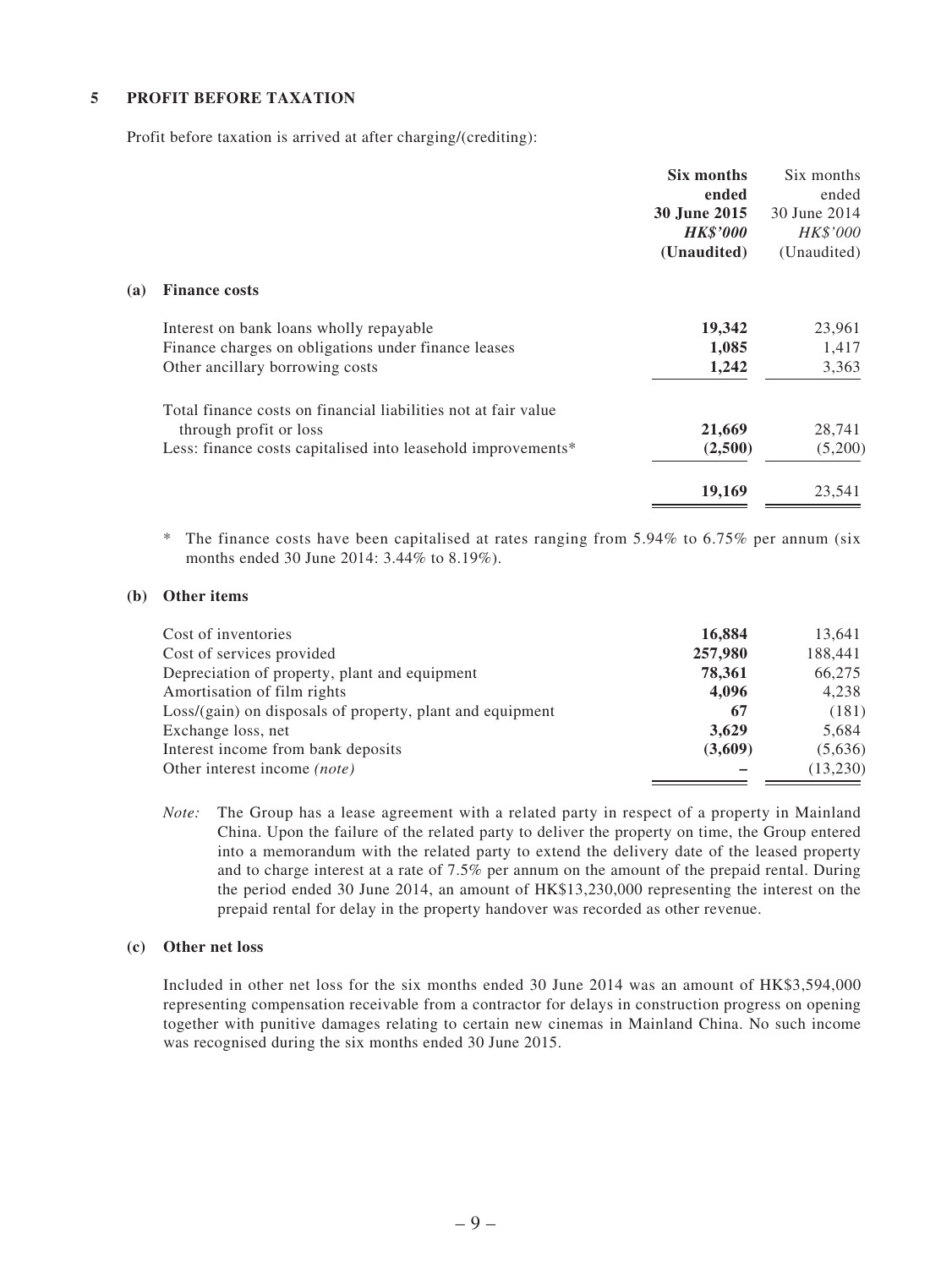## 5 PROFIT BEFORE TAXATION

Profit before taxation is arrived at after charging/(crediting):

| | **Six months ended 30 June 2015** ***HK$'000*** **(Unaudited)** | Six months ended 30 June 2014 *HK$'000* (Unaudited) |
|---|---|---|
| **(a) Finance costs** | | |
| Interest on bank loans wholly repayable | **19,342** | 23,961 |
| Finance charges on obligations under finance leases | **1,085** | 1,417 |
| Other ancillary borrowing costs | **1,242** | 3,363 |
| Total finance costs on financial liabilities not at fair value through profit or loss | **21,669** | 28,741 |
| Less: finance costs capitalised into leasehold improvements* | **(2,500)** | (5,200) |
| | **19,169** | 23,541 |

\* The finance costs have been capitalised at rates ranging from 5.94% to 6.75% per annum (six months ended 30 June 2014: 3.44% to 8.19%).

| | **Six months ended 30 June 2015** ***HK$'000*** **(Unaudited)** | Six months ended 30 June 2014 *HK$'000* (Unaudited) |
|---|---|---|
| **(b) Other items** | | |
| Cost of inventories | **16,884** | 13,641 |
| Cost of services provided | **257,980** | 188,441 |
| Depreciation of property, plant and equipment | **78,361** | 66,275 |
| Amortisation of film rights | **4,096** | 4,238 |
| Loss/(gain) on disposals of property, plant and equipment | **67** | (181) |
| Exchange loss, net | **3,629** | 5,684 |
| Interest income from bank deposits | **(3,609)** | (5,636) |
| Other interest income *(note)* | **–** | (13,230) |

*Note:* The Group has a lease agreement with a related party in respect of a property in Mainland China. Upon the failure of the related party to deliver the property on time, the Group entered into a memorandum with the related party to extend the delivery date of the leased property and to charge interest at a rate of 7.5% per annum on the amount of the prepaid rental. During the period ended 30 June 2014, an amount of HK$13,230,000 representing the interest on the prepaid rental for delay in the property handover was recorded as other revenue.

**(c) Other net loss**

Included in other net loss for the six months ended 30 June 2014 was an amount of HK$3,594,000 representing compensation receivable from a contractor for delays in construction progress on opening together with punitive damages relating to certain new cinemas in Mainland China. No such income was recognised during the six months ended 30 June 2015.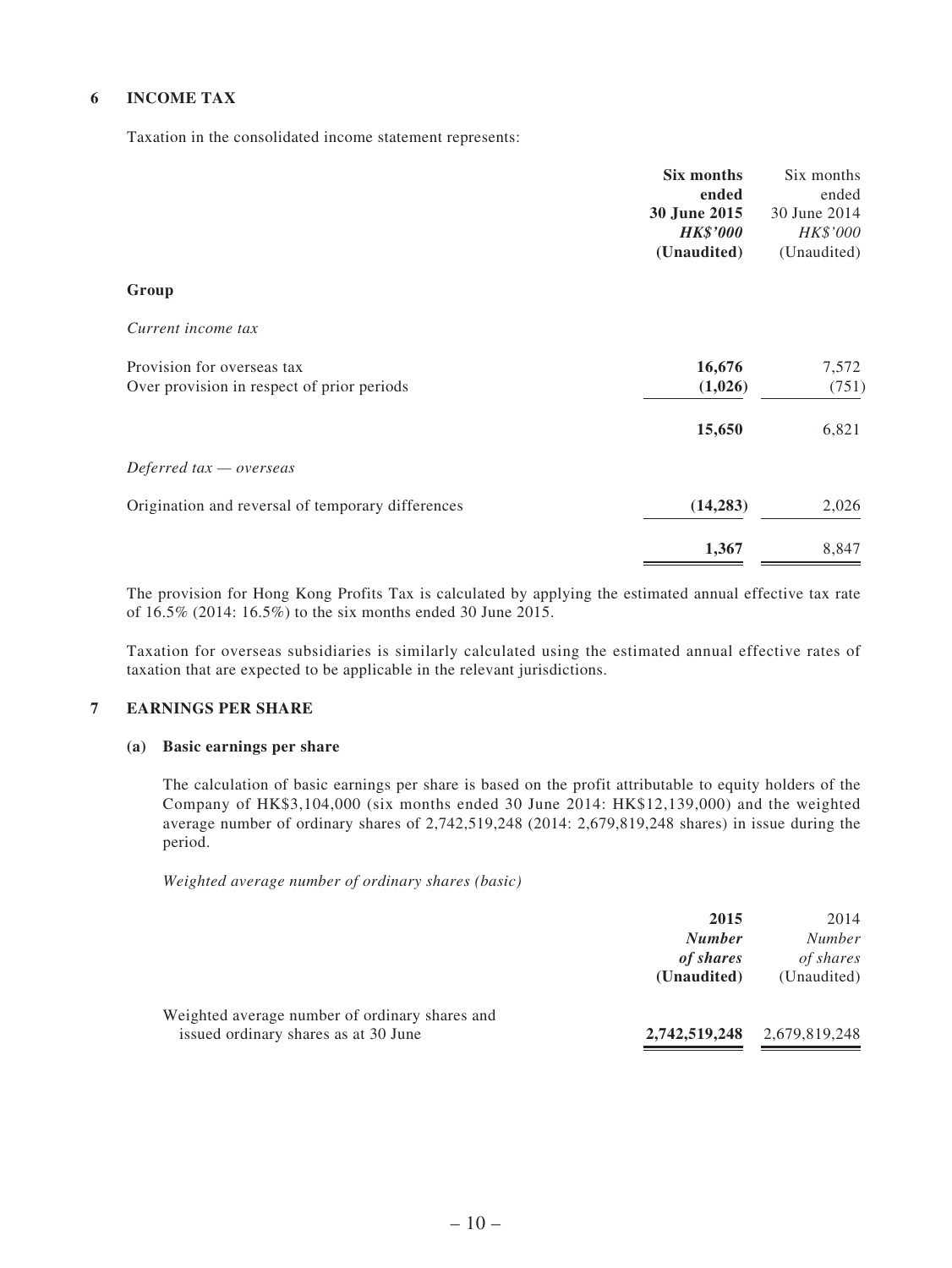## 6 INCOME TAX

Taxation in the consolidated income statement represents:

| | **Six months ended 30 June 2015** | Six months ended 30 June 2014 |
|---|---|---|
| | ***HK$'000*** | *HK$'000* |
| | **(Unaudited)** | (Unaudited) |
| **Group** | | |
| *Current income tax* | | |
| Provision for overseas tax | **16,676** | 7,572 |
| Over provision in respect of prior periods | **(1,026)** | (751) |
| | **15,650** | 6,821 |
| *Deferred tax — overseas* | | |
| Origination and reversal of temporary differences | **(14,283)** | 2,026 |
| | **1,367** | 8,847 |

The provision for Hong Kong Profits Tax is calculated by applying the estimated annual effective tax rate of 16.5% (2014: 16.5%) to the six months ended 30 June 2015.

Taxation for overseas subsidiaries is similarly calculated using the estimated annual effective rates of taxation that are expected to be applicable in the relevant jurisdictions.

## 7 EARNINGS PER SHARE

### (a) Basic earnings per share

The calculation of basic earnings per share is based on the profit attributable to equity holders of the Company of HK$3,104,000 (six months ended 30 June 2014: HK$12,139,000) and the weighted average number of ordinary shares of 2,742,519,248 (2014: 2,679,819,248 shares) in issue during the period.

*Weighted average number of ordinary shares (basic)*

| | **2015** | 2014 |
|---|---|---|
| | ***Number of shares*** | *Number of shares* |
| | **(Unaudited)** | (Unaudited) |
| Weighted average number of ordinary shares and issued ordinary shares as at 30 June | **2,742,519,248** | 2,679,819,248 |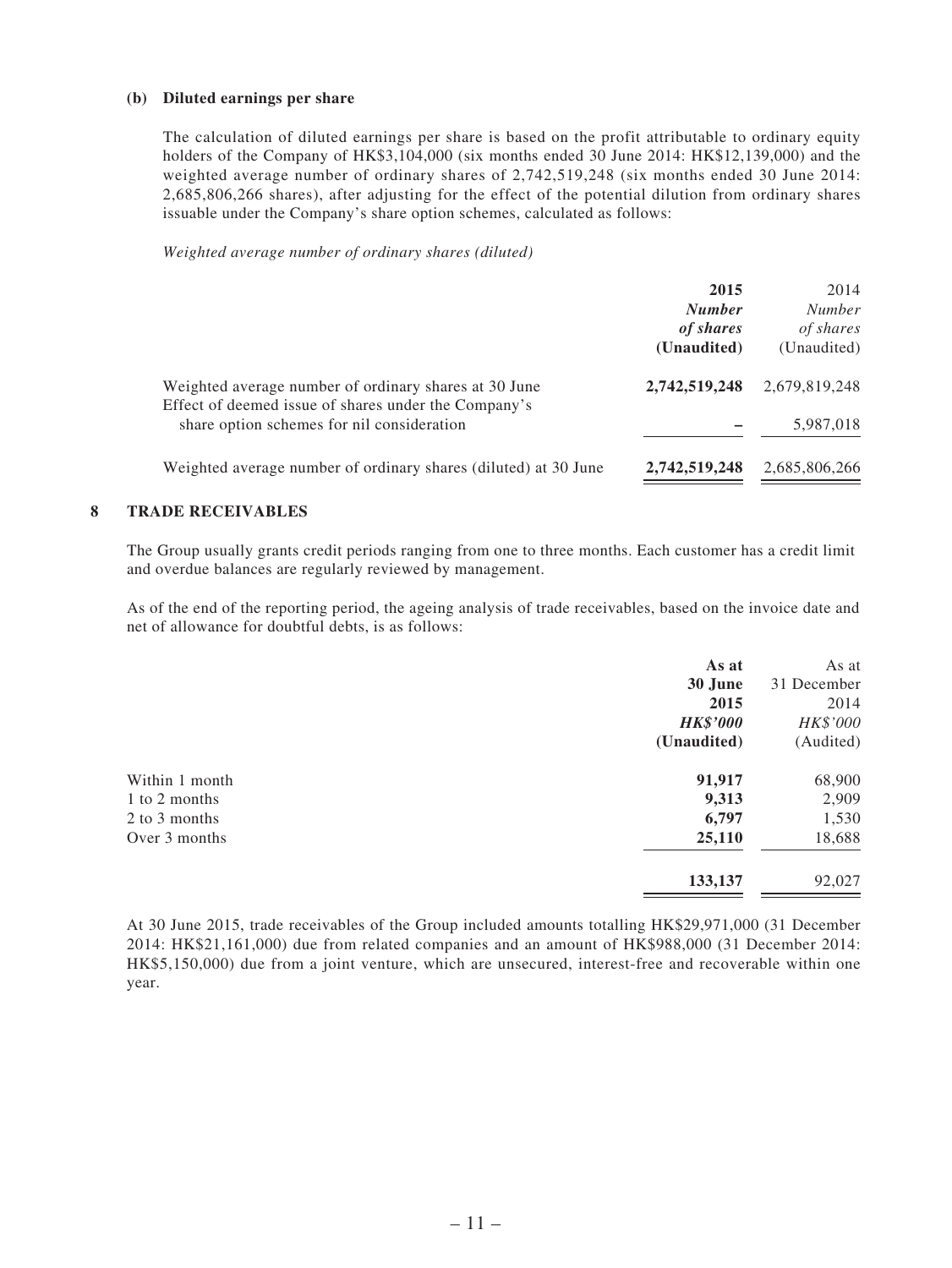**(b) Diluted earnings per share**

The calculation of diluted earnings per share is based on the profit attributable to ordinary equity holders of the Company of HK$3,104,000 (six months ended 30 June 2014: HK$12,139,000) and the weighted average number of ordinary shares of 2,742,519,248 (six months ended 30 June 2014: 2,685,806,266 shares), after adjusting for the effect of the potential dilution from ordinary shares issuable under the Company's share option schemes, calculated as follows:

*Weighted average number of ordinary shares (diluted)*

| | **2015** | 2014 |
|---|---|---|
| | ***Number of shares*** | *Number of shares* |
| | **(Unaudited)** | (Unaudited) |
| Weighted average number of ordinary shares at 30 June | **2,742,519,248** | 2,679,819,248 |
| Effect of deemed issue of shares under the Company's share option schemes for nil consideration | **–** | 5,987,018 |
| Weighted average number of ordinary shares (diluted) at 30 June | **2,742,519,248** | 2,685,806,266 |

## 8 TRADE RECEIVABLES

The Group usually grants credit periods ranging from one to three months. Each customer has a credit limit and overdue balances are regularly reviewed by management.

As of the end of the reporting period, the ageing analysis of trade receivables, based on the invoice date and net of allowance for doubtful debts, is as follows:

| | **As at 30 June 2015** | As at 31 December 2014 |
|---|---|---|
| | ***HK$'000*** | *HK$'000* |
| | **(Unaudited)** | (Audited) |
| Within 1 month | **91,917** | 68,900 |
| 1 to 2 months | **9,313** | 2,909 |
| 2 to 3 months | **6,797** | 1,530 |
| Over 3 months | **25,110** | 18,688 |
| | **133,137** | 92,027 |

At 30 June 2015, trade receivables of the Group included amounts totalling HK$29,971,000 (31 December 2014: HK$21,161,000) due from related companies and an amount of HK$988,000 (31 December 2014: HK$5,150,000) due from a joint venture, which are unsecured, interest-free and recoverable within one year.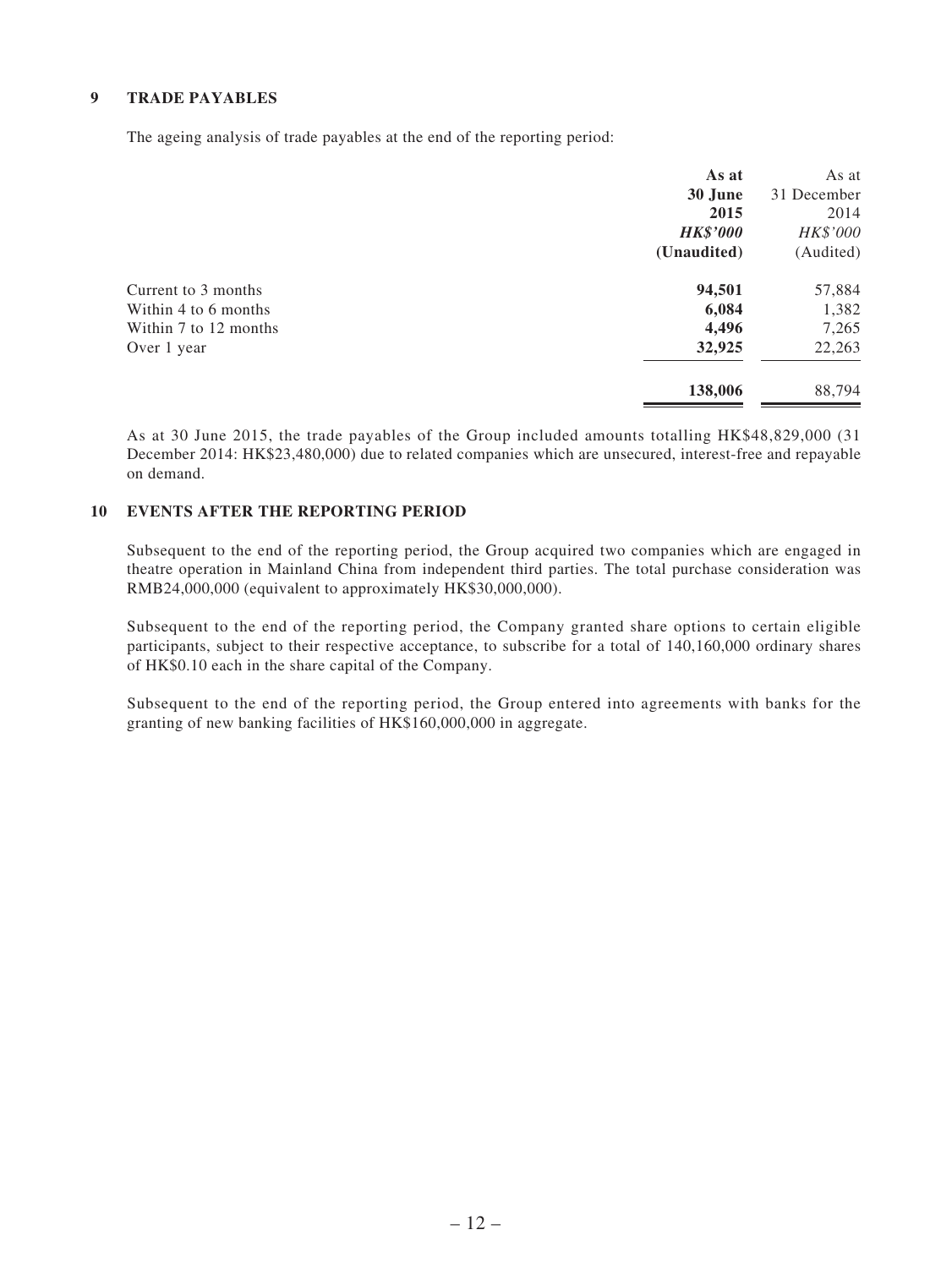## 9 TRADE PAYABLES

The ageing analysis of trade payables at the end of the reporting period:

| | **As at 30 June 2015** | As at 31 December 2014 |
|---|---|---|
| | ***HK$'000*** | *HK$'000* |
| | **(Unaudited)** | (Audited) |
| Current to 3 months | **94,501** | 57,884 |
| Within 4 to 6 months | **6,084** | 1,382 |
| Within 7 to 12 months | **4,496** | 7,265 |
| Over 1 year | **32,925** | 22,263 |
| | **138,006** | 88,794 |

As at 30 June 2015, the trade payables of the Group included amounts totalling HK$48,829,000 (31 December 2014: HK$23,480,000) due to related companies which are unsecured, interest-free and repayable on demand.

## 10 EVENTS AFTER THE REPORTING PERIOD

Subsequent to the end of the reporting period, the Group acquired two companies which are engaged in theatre operation in Mainland China from independent third parties. The total purchase consideration was RMB24,000,000 (equivalent to approximately HK$30,000,000).

Subsequent to the end of the reporting period, the Company granted share options to certain eligible participants, subject to their respective acceptance, to subscribe for a total of 140,160,000 ordinary shares of HK$0.10 each in the share capital of the Company.

Subsequent to the end of the reporting period, the Group entered into agreements with banks for the granting of new banking facilities of HK$160,000,000 in aggregate.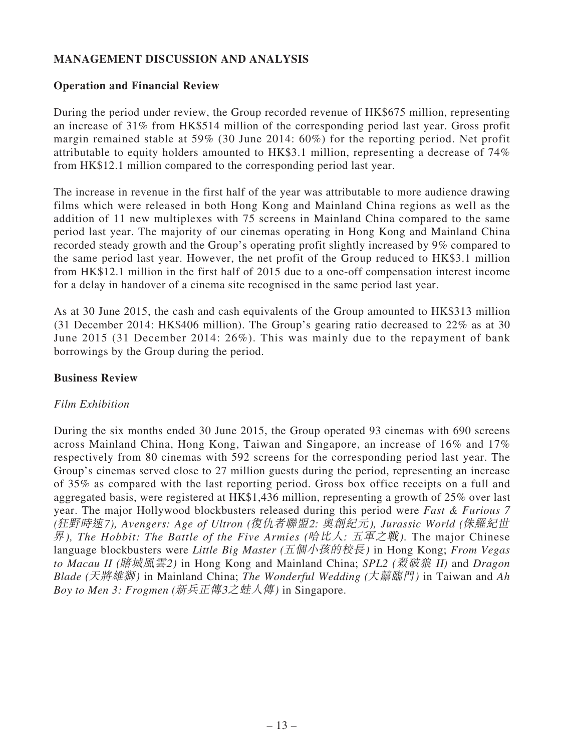## MANAGEMENT DISCUSSION AND ANALYSIS

### Operation and Financial Review

During the period under review, the Group recorded revenue of HK$675 million, representing an increase of 31% from HK$514 million of the corresponding period last year. Gross profit margin remained stable at 59% (30 June 2014: 60%) for the reporting period. Net profit attributable to equity holders amounted to HK$3.1 million, representing a decrease of 74% from HK$12.1 million compared to the corresponding period last year.

The increase in revenue in the first half of the year was attributable to more audience drawing films which were released in both Hong Kong and Mainland China regions as well as the addition of 11 new multiplexes with 75 screens in Mainland China compared to the same period last year. The majority of our cinemas operating in Hong Kong and Mainland China recorded steady growth and the Group's operating profit slightly increased by 9% compared to the same period last year. However, the net profit of the Group reduced to HK$3.1 million from HK$12.1 million in the first half of 2015 due to a one-off compensation interest income for a delay in handover of a cinema site recognised in the same period last year.

As at 30 June 2015, the cash and cash equivalents of the Group amounted to HK$313 million (31 December 2014: HK$406 million). The Group's gearing ratio decreased to 22% as at 30 June 2015 (31 December 2014: 26%). This was mainly due to the repayment of bank borrowings by the Group during the period.

### Business Review

*Film Exhibition*

During the six months ended 30 June 2015, the Group operated 93 cinemas with 690 screens across Mainland China, Hong Kong, Taiwan and Singapore, an increase of 16% and 17% respectively from 80 cinemas with 592 screens for the corresponding period last year. The Group's cinemas served close to 27 million guests during the period, representing an increase of 35% as compared with the last reporting period. Gross box office receipts on a full and aggregated basis, were registered at HK$1,436 million, representing a growth of 25% over last year. The major Hollywood blockbusters released during this period were *Fast & Furious 7 (狂野時速7), Avengers: Age of Ultron (復仇者聯盟2: 奧創紀元), Jurassic World (侏羅紀世界), The Hobbit: The Battle of the Five Armies (哈比人: 五軍之戰)*. The major Chinese language blockbusters were *Little Big Master (五個小孩的校長)* in Hong Kong; *From Vegas to Macau II (賭城風雲2)* in Hong Kong and Mainland China; *SPL2 (殺破狼 II)* and *Dragon Blade (天將雄獅)* in Mainland China; *The Wonderful Wedding (大囍臨門)* in Taiwan and *Ah Boy to Men 3: Frogmen (新兵正傳3之蛙人傳)* in Singapore.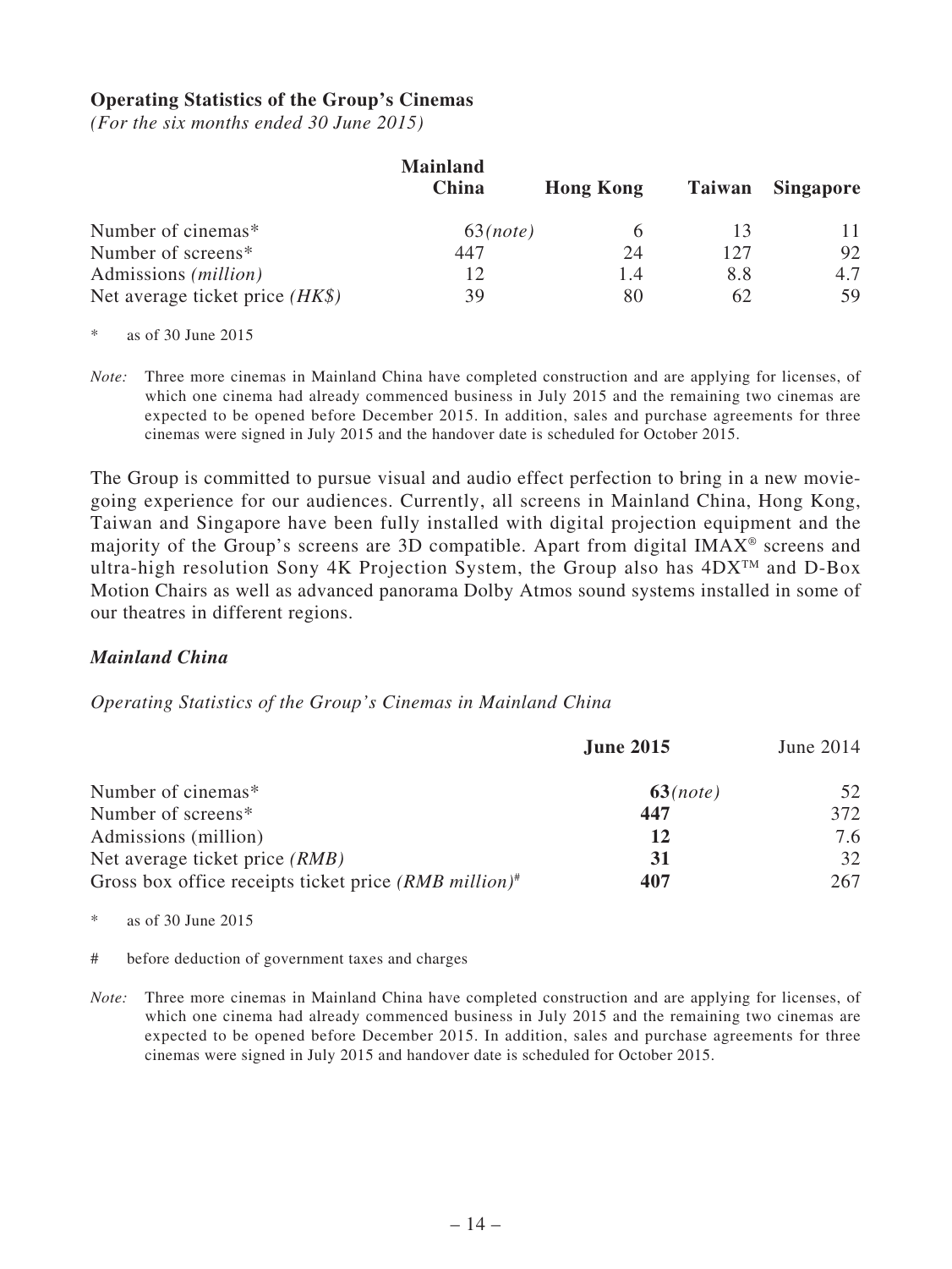**Operating Statistics of the Group's Cinemas**

*(For the six months ended 30 June 2015)*

| | Mainland China | Hong Kong | Taiwan | Singapore |
|---|---|---|---|---|
| Number of cinemas* | 63*(note)* | 6 | 13 | 11 |
| Number of screens* | 447 | 24 | 127 | 92 |
| Admissions *(million)* | 12 | 1.4 | 8.8 | 4.7 |
| Net average ticket price *(HK$)* | 39 | 80 | 62 | 59 |

\* as of 30 June 2015

*Note:* Three more cinemas in Mainland China have completed construction and are applying for licenses, of which one cinema had already commenced business in July 2015 and the remaining two cinemas are expected to be opened before December 2015. In addition, sales and purchase agreements for three cinemas were signed in July 2015 and the handover date is scheduled for October 2015.

The Group is committed to pursue visual and audio effect perfection to bring in a new movie-going experience for our audiences. Currently, all screens in Mainland China, Hong Kong, Taiwan and Singapore have been fully installed with digital projection equipment and the majority of the Group's screens are 3D compatible. Apart from digital IMAX® screens and ultra-high resolution Sony 4K Projection System, the Group also has 4DX™ and D-Box Motion Chairs as well as advanced panorama Dolby Atmos sound systems installed in some of our theatres in different regions.

***Mainland China***

*Operating Statistics of the Group's Cinemas in Mainland China*

| | **June 2015** | June 2014 |
|---|---|---|
| Number of cinemas* | **63***(note)* | 52 |
| Number of screens* | **447** | 372 |
| Admissions (million) | **12** | 7.6 |
| Net average ticket price *(RMB)* | **31** | 32 |
| Gross box office receipts ticket price *(RMB million)*# | **407** | 267 |

\* as of 30 June 2015

\# before deduction of government taxes and charges

*Note:* Three more cinemas in Mainland China have completed construction and are applying for licenses, of which one cinema had already commenced business in July 2015 and the remaining two cinemas are expected to be opened before December 2015. In addition, sales and purchase agreements for three cinemas were signed in July 2015 and handover date is scheduled for October 2015.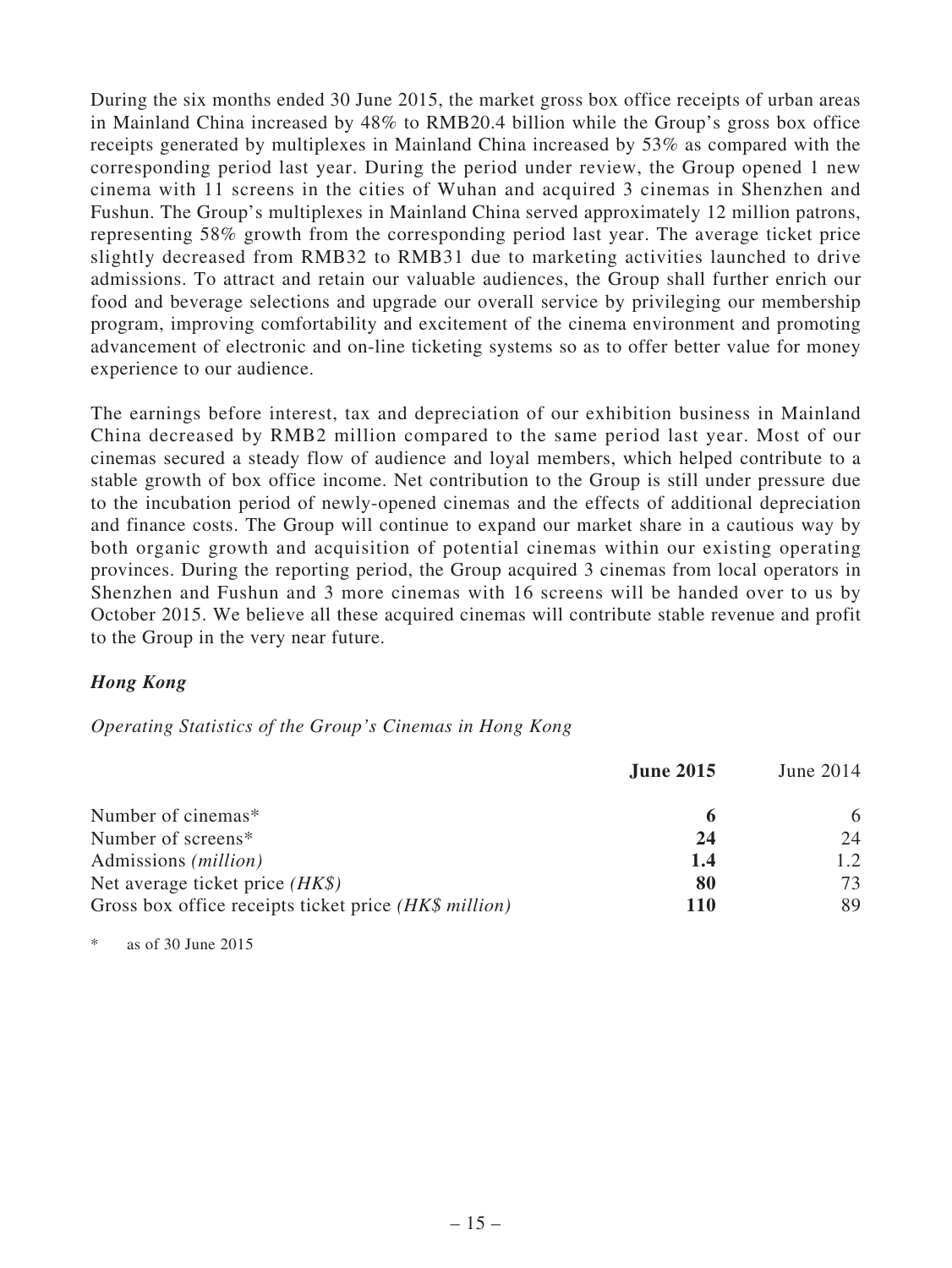During the six months ended 30 June 2015, the market gross box office receipts of urban areas in Mainland China increased by 48% to RMB20.4 billion while the Group's gross box office receipts generated by multiplexes in Mainland China increased by 53% as compared with the corresponding period last year. During the period under review, the Group opened 1 new cinema with 11 screens in the cities of Wuhan and acquired 3 cinemas in Shenzhen and Fushun. The Group's multiplexes in Mainland China served approximately 12 million patrons, representing 58% growth from the corresponding period last year. The average ticket price slightly decreased from RMB32 to RMB31 due to marketing activities launched to drive admissions. To attract and retain our valuable audiences, the Group shall further enrich our food and beverage selections and upgrade our overall service by privileging our membership program, improving comfortability and excitement of the cinema environment and promoting advancement of electronic and on-line ticketing systems so as to offer better value for money experience to our audience.

The earnings before interest, tax and depreciation of our exhibition business in Mainland China decreased by RMB2 million compared to the same period last year. Most of our cinemas secured a steady flow of audience and loyal members, which helped contribute to a stable growth of box office income. Net contribution to the Group is still under pressure due to the incubation period of newly-opened cinemas and the effects of additional depreciation and finance costs. The Group will continue to expand our market share in a cautious way by both organic growth and acquisition of potential cinemas within our existing operating provinces. During the reporting period, the Group acquired 3 cinemas from local operators in Shenzhen and Fushun and 3 more cinemas with 16 screens will be handed over to us by October 2015. We believe all these acquired cinemas will contribute stable revenue and profit to the Group in the very near future.

***Hong Kong***

*Operating Statistics of the Group's Cinemas in Hong Kong*

| | **June 2015** | June 2014 |
|---|---|---|
| Number of cinemas* | **6** | 6 |
| Number of screens* | **24** | 24 |
| Admissions *(million)* | **1.4** | 1.2 |
| Net average ticket price *(HK$)* | **80** | 73 |
| Gross box office receipts ticket price *(HK$ million)* | **110** | 89 |

\* as of 30 June 2015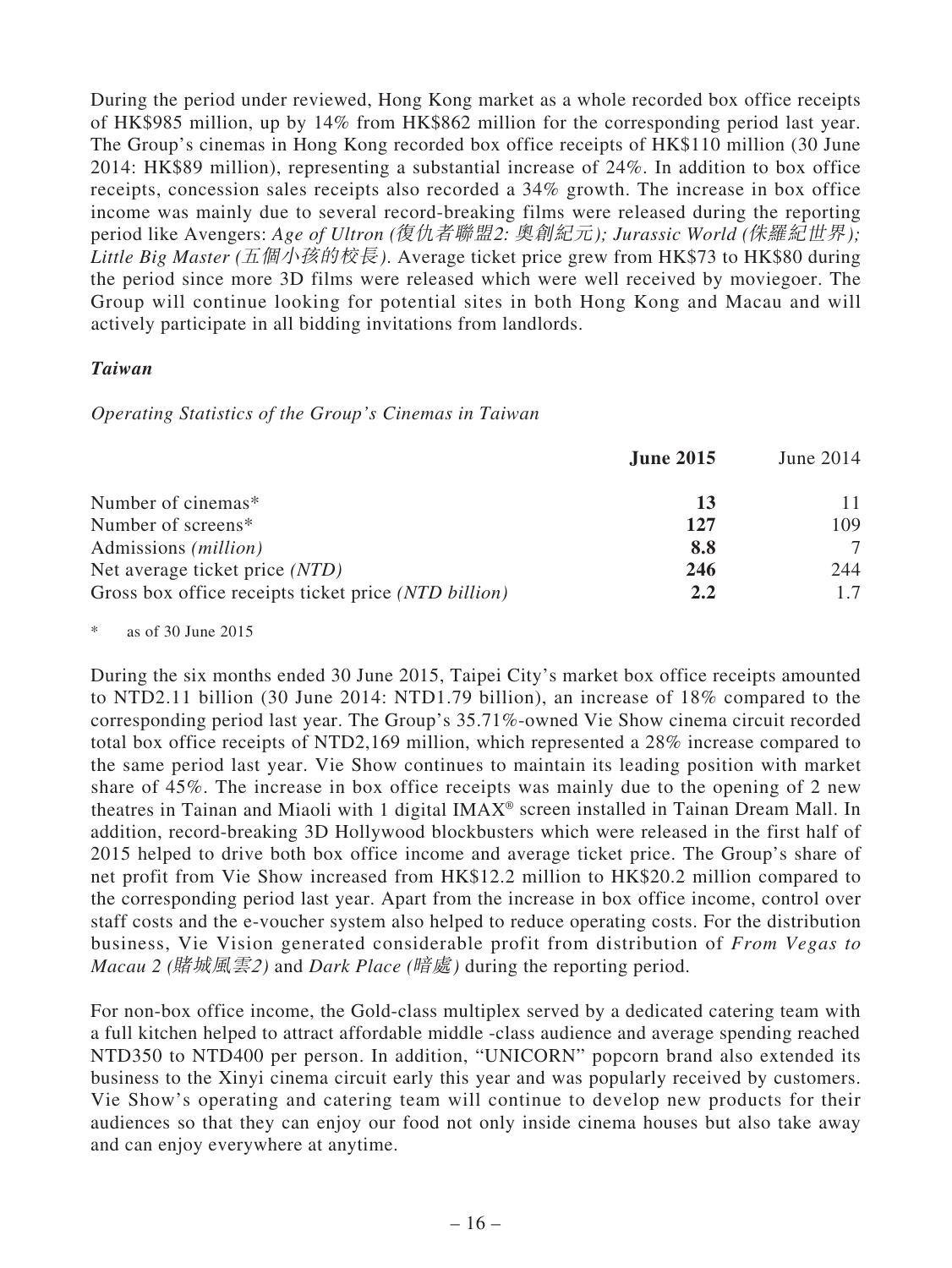During the period under reviewed, Hong Kong market as a whole recorded box office receipts of HK$985 million, up by 14% from HK$862 million for the corresponding period last year. The Group's cinemas in Hong Kong recorded box office receipts of HK$110 million (30 June 2014: HK$89 million), representing a substantial increase of 24%. In addition to box office receipts, concession sales receipts also recorded a 34% growth. The increase in box office income was mainly due to several record-breaking films were released during the reporting period like Avengers: *Age of Ultron (復仇者聯盟2: 奧創紀元); Jurassic World (侏羅紀世界); Little Big Master (五個小孩的校長)*. Average ticket price grew from HK$73 to HK$80 during the period since more 3D films were released which were well received by moviegoer. The Group will continue looking for potential sites in both Hong Kong and Macau and will actively participate in all bidding invitations from landlords.

***Taiwan***

*Operating Statistics of the Group's Cinemas in Taiwan*

| | **June 2015** | June 2014 |
|---|---|---|
| Number of cinemas* | **13** | 11 |
| Number of screens* | **127** | 109 |
| Admissions *(million)* | **8.8** | 7 |
| Net average ticket price *(NTD)* | **246** | 244 |
| Gross box office receipts ticket price *(NTD billion)* | **2.2** | 1.7 |

\* as of 30 June 2015

During the six months ended 30 June 2015, Taipei City's market box office receipts amounted to NTD2.11 billion (30 June 2014: NTD1.79 billion), an increase of 18% compared to the corresponding period last year. The Group's 35.71%-owned Vie Show cinema circuit recorded total box office receipts of NTD2,169 million, which represented a 28% increase compared to the same period last year. Vie Show continues to maintain its leading position with market share of 45%. The increase in box office receipts was mainly due to the opening of 2 new theatres in Tainan and Miaoli with 1 digital IMAX® screen installed in Tainan Dream Mall. In addition, record-breaking 3D Hollywood blockbusters which were released in the first half of 2015 helped to drive both box office income and average ticket price. The Group's share of net profit from Vie Show increased from HK$12.2 million to HK$20.2 million compared to the corresponding period last year. Apart from the increase in box office income, control over staff costs and the e-voucher system also helped to reduce operating costs. For the distribution business, Vie Vision generated considerable profit from distribution of *From Vegas to Macau 2 (賭城風雲2)* and *Dark Place (暗處)* during the reporting period.

For non-box office income, the Gold-class multiplex served by a dedicated catering team with a full kitchen helped to attract affordable middle -class audience and average spending reached NTD350 to NTD400 per person. In addition, "UNICORN" popcorn brand also extended its business to the Xinyi cinema circuit early this year and was popularly received by customers. Vie Show's operating and catering team will continue to develop new products for their audiences so that they can enjoy our food not only inside cinema houses but also take away and can enjoy everywhere at anytime.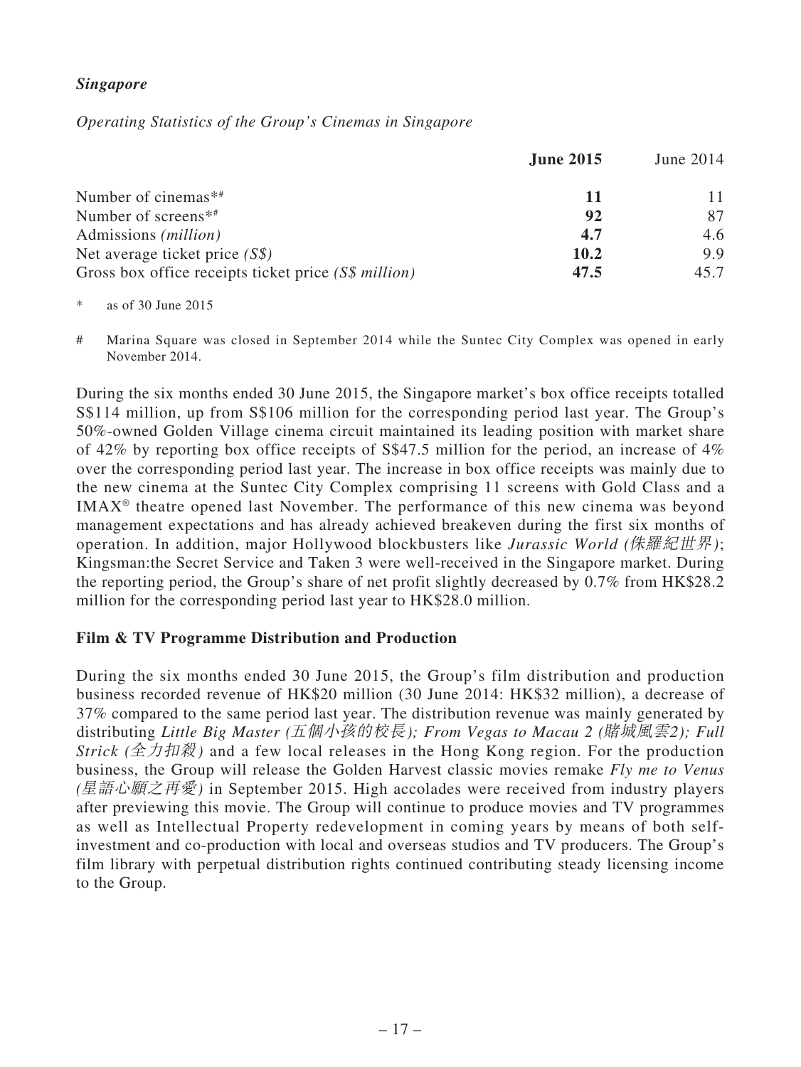***Singapore***

*Operating Statistics of the Group's Cinemas in Singapore*

| | **June 2015** | June 2014 |
|---|---|---|
| Number of cinemas*# | **11** | 11 |
| Number of screens*# | **92** | 87 |
| Admissions *(million)* | **4.7** | 4.6 |
| Net average ticket price *(S$)* | **10.2** | 9.9 |
| Gross box office receipts ticket price *(S$ million)* | **47.5** | 45.7 |

\* as of 30 June 2015

\# Marina Square was closed in September 2014 while the Suntec City Complex was opened in early November 2014.

During the six months ended 30 June 2015, the Singapore market's box office receipts totalled S$114 million, up from S$106 million for the corresponding period last year. The Group's 50%-owned Golden Village cinema circuit maintained its leading position with market share of 42% by reporting box office receipts of S$47.5 million for the period, an increase of 4% over the corresponding period last year. The increase in box office receipts was mainly due to the new cinema at the Suntec City Complex comprising 11 screens with Gold Class and a IMAX® theatre opened last November. The performance of this new cinema was beyond management expectations and has already achieved breakeven during the first six months of operation. In addition, major Hollywood blockbusters like *Jurassic World (侏羅紀世界)*; Kingsman:the Secret Service and Taken 3 were well-received in the Singapore market. During the reporting period, the Group's share of net profit slightly decreased by 0.7% from HK$28.2 million for the corresponding period last year to HK$28.0 million.

**Film & TV Programme Distribution and Production**

During the six months ended 30 June 2015, the Group's film distribution and production business recorded revenue of HK$20 million (30 June 2014: HK$32 million), a decrease of 37% compared to the same period last year. The distribution revenue was mainly generated by distributing *Little Big Master (五個小孩的校長); From Vegas to Macau 2 (賭城風雲2); Full Strick (全力扣殺)* and a few local releases in the Hong Kong region. For the production business, the Group will release the Golden Harvest classic movies remake *Fly me to Venus (星語心願之再愛)* in September 2015. High accolades were received from industry players after previewing this movie. The Group will continue to produce movies and TV programmes as well as Intellectual Property redevelopment in coming years by means of both self-investment and co-production with local and overseas studios and TV producers. The Group's film library with perpetual distribution rights continued contributing steady licensing income to the Group.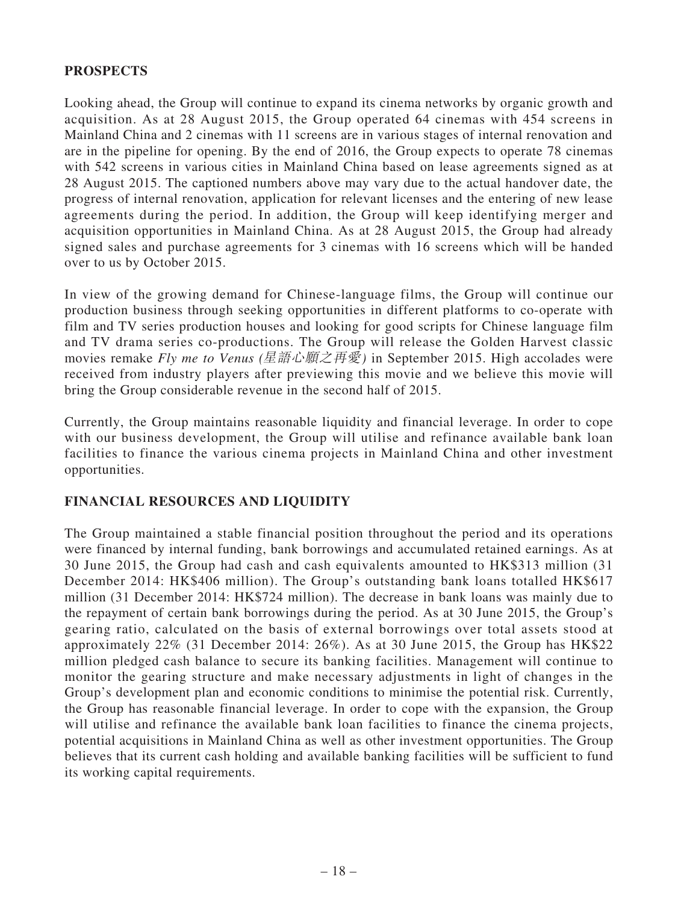## PROSPECTS

Looking ahead, the Group will continue to expand its cinema networks by organic growth and acquisition. As at 28 August 2015, the Group operated 64 cinemas with 454 screens in Mainland China and 2 cinemas with 11 screens are in various stages of internal renovation and are in the pipeline for opening. By the end of 2016, the Group expects to operate 78 cinemas with 542 screens in various cities in Mainland China based on lease agreements signed as at 28 August 2015. The captioned numbers above may vary due to the actual handover date, the progress of internal renovation, application for relevant licenses and the entering of new lease agreements during the period. In addition, the Group will keep identifying merger and acquisition opportunities in Mainland China. As at 28 August 2015, the Group had already signed sales and purchase agreements for 3 cinemas with 16 screens which will be handed over to us by October 2015.

In view of the growing demand for Chinese-language films, the Group will continue our production business through seeking opportunities in different platforms to co-operate with film and TV series production houses and looking for good scripts for Chinese language film and TV drama series co-productions. The Group will release the Golden Harvest classic movies remake *Fly me to Venus (星語心願之再愛)* in September 2015. High accolades were received from industry players after previewing this movie and we believe this movie will bring the Group considerable revenue in the second half of 2015.

Currently, the Group maintains reasonable liquidity and financial leverage. In order to cope with our business development, the Group will utilise and refinance available bank loan facilities to finance the various cinema projects in Mainland China and other investment opportunities.

## FINANCIAL RESOURCES AND LIQUIDITY

The Group maintained a stable financial position throughout the period and its operations were financed by internal funding, bank borrowings and accumulated retained earnings. As at 30 June 2015, the Group had cash and cash equivalents amounted to HK$313 million (31 December 2014: HK$406 million). The Group's outstanding bank loans totalled HK$617 million (31 December 2014: HK$724 million). The decrease in bank loans was mainly due to the repayment of certain bank borrowings during the period. As at 30 June 2015, the Group's gearing ratio, calculated on the basis of external borrowings over total assets stood at approximately 22% (31 December 2014: 26%). As at 30 June 2015, the Group has HK$22 million pledged cash balance to secure its banking facilities. Management will continue to monitor the gearing structure and make necessary adjustments in light of changes in the Group's development plan and economic conditions to minimise the potential risk. Currently, the Group has reasonable financial leverage. In order to cope with the expansion, the Group will utilise and refinance the available bank loan facilities to finance the cinema projects, potential acquisitions in Mainland China as well as other investment opportunities. The Group believes that its current cash holding and available banking facilities will be sufficient to fund its working capital requirements.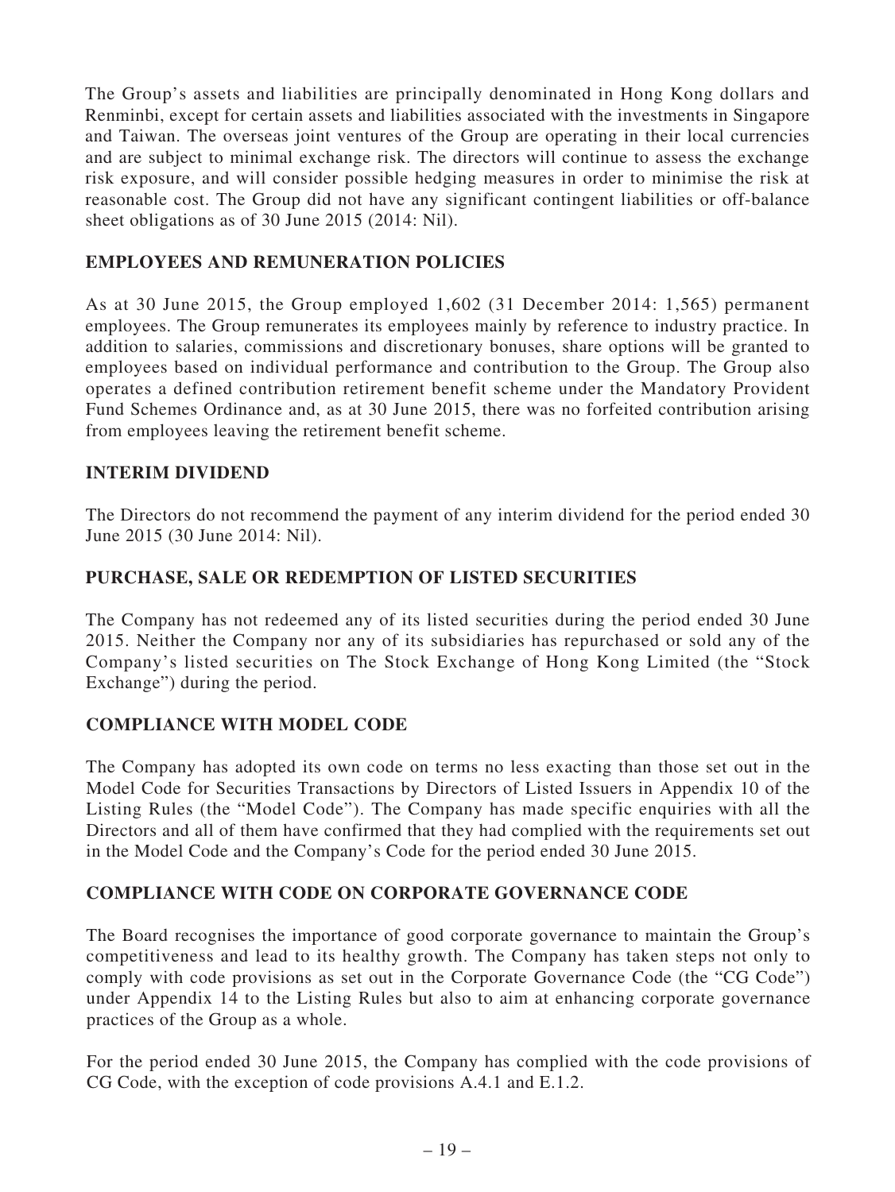The Group's assets and liabilities are principally denominated in Hong Kong dollars and Renminbi, except for certain assets and liabilities associated with the investments in Singapore and Taiwan. The overseas joint ventures of the Group are operating in their local currencies and are subject to minimal exchange risk. The directors will continue to assess the exchange risk exposure, and will consider possible hedging measures in order to minimise the risk at reasonable cost. The Group did not have any significant contingent liabilities or off-balance sheet obligations as of 30 June 2015 (2014: Nil).

## EMPLOYEES AND REMUNERATION POLICIES

As at 30 June 2015, the Group employed 1,602 (31 December 2014: 1,565) permanent employees. The Group remunerates its employees mainly by reference to industry practice. In addition to salaries, commissions and discretionary bonuses, share options will be granted to employees based on individual performance and contribution to the Group. The Group also operates a defined contribution retirement benefit scheme under the Mandatory Provident Fund Schemes Ordinance and, as at 30 June 2015, there was no forfeited contribution arising from employees leaving the retirement benefit scheme.

## INTERIM DIVIDEND

The Directors do not recommend the payment of any interim dividend for the period ended 30 June 2015 (30 June 2014: Nil).

## PURCHASE, SALE OR REDEMPTION OF LISTED SECURITIES

The Company has not redeemed any of its listed securities during the period ended 30 June 2015. Neither the Company nor any of its subsidiaries has repurchased or sold any of the Company's listed securities on The Stock Exchange of Hong Kong Limited (the "Stock Exchange") during the period.

## COMPLIANCE WITH MODEL CODE

The Company has adopted its own code on terms no less exacting than those set out in the Model Code for Securities Transactions by Directors of Listed Issuers in Appendix 10 of the Listing Rules (the "Model Code"). The Company has made specific enquiries with all the Directors and all of them have confirmed that they had complied with the requirements set out in the Model Code and the Company's Code for the period ended 30 June 2015.

## COMPLIANCE WITH CODE ON CORPORATE GOVERNANCE CODE

The Board recognises the importance of good corporate governance to maintain the Group's competitiveness and lead to its healthy growth. The Company has taken steps not only to comply with code provisions as set out in the Corporate Governance Code (the "CG Code") under Appendix 14 to the Listing Rules but also to aim at enhancing corporate governance practices of the Group as a whole.

For the period ended 30 June 2015, the Company has complied with the code provisions of CG Code, with the exception of code provisions A.4.1 and E.1.2.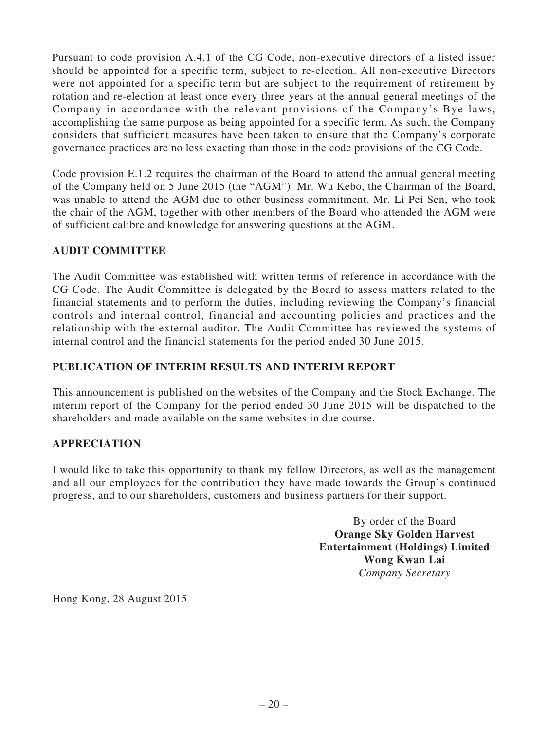Pursuant to code provision A.4.1 of the CG Code, non-executive directors of a listed issuer should be appointed for a specific term, subject to re-election. All non-executive Directors were not appointed for a specific term but are subject to the requirement of retirement by rotation and re-election at least once every three years at the annual general meetings of the Company in accordance with the relevant provisions of the Company's Bye-laws, accomplishing the same purpose as being appointed for a specific term. As such, the Company considers that sufficient measures have been taken to ensure that the Company's corporate governance practices are no less exacting than those in the code provisions of the CG Code.

Code provision E.1.2 requires the chairman of the Board to attend the annual general meeting of the Company held on 5 June 2015 (the "AGM"). Mr. Wu Kebo, the Chairman of the Board, was unable to attend the AGM due to other business commitment. Mr. Li Pei Sen, who took the chair of the AGM, together with other members of the Board who attended the AGM were of sufficient calibre and knowledge for answering questions at the AGM.

## AUDIT COMMITTEE

The Audit Committee was established with written terms of reference in accordance with the CG Code. The Audit Committee is delegated by the Board to assess matters related to the financial statements and to perform the duties, including reviewing the Company's financial controls and internal control, financial and accounting policies and practices and the relationship with the external auditor. The Audit Committee has reviewed the systems of internal control and the financial statements for the period ended 30 June 2015.

## PUBLICATION OF INTERIM RESULTS AND INTERIM REPORT

This announcement is published on the websites of the Company and the Stock Exchange. The interim report of the Company for the period ended 30 June 2015 will be dispatched to the shareholders and made available on the same websites in due course.

## APPRECIATION

I would like to take this opportunity to thank my fellow Directors, as well as the management and all our employees for the contribution they have made towards the Group's continued progress, and to our shareholders, customers and business partners for their support.

By order of the Board
**Orange Sky Golden Harvest Entertainment (Holdings) Limited**
**Wong Kwan Lai**
*Company Secretary*

Hong Kong, 28 August 2015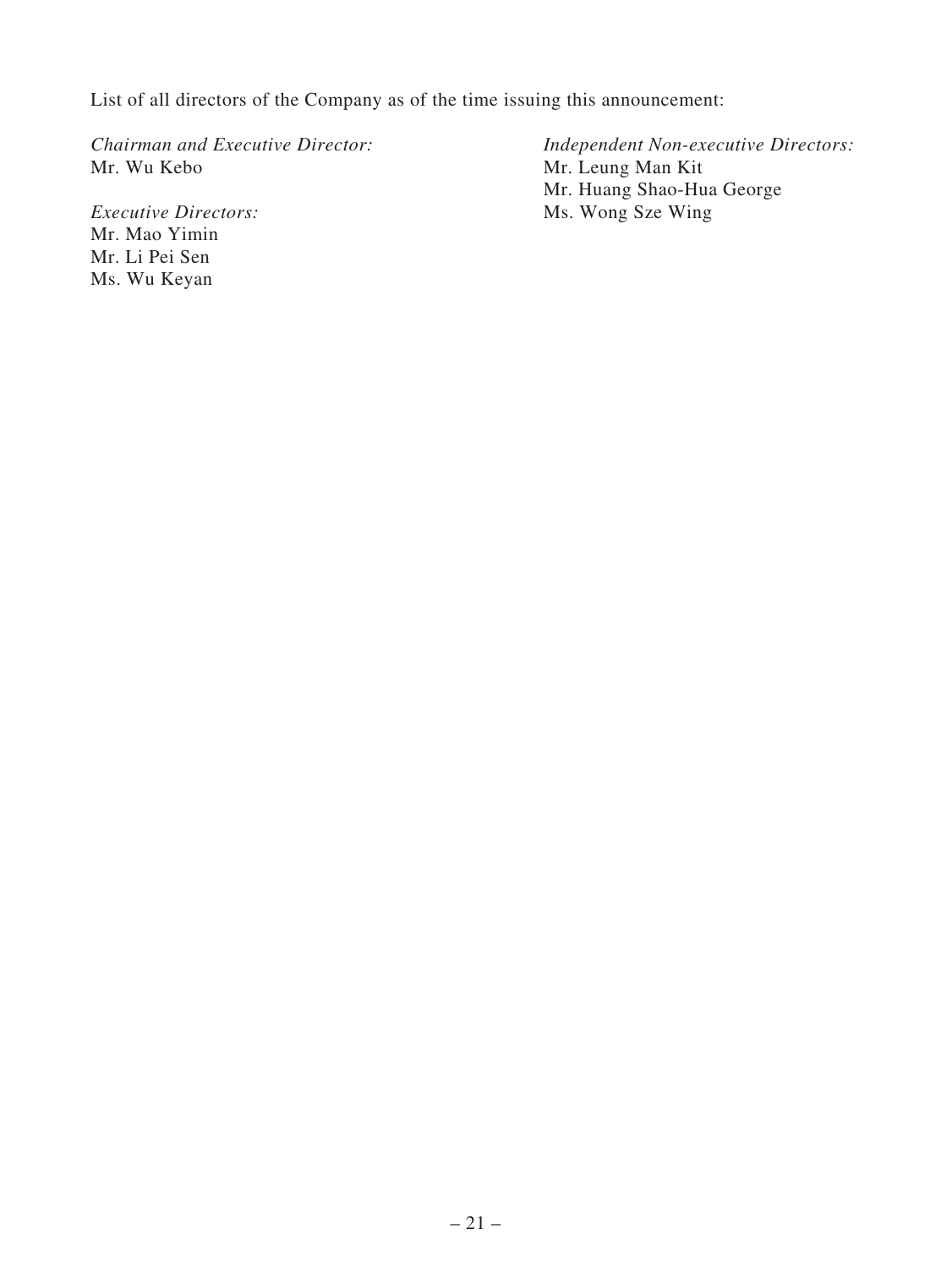List of all directors of the Company as of the time issuing this announcement:

*Chairman and Executive Director:*
Mr. Wu Kebo

*Executive Directors:*
Mr. Mao Yimin
Mr. Li Pei Sen
Ms. Wu Keyan

*Independent Non-executive Directors:*
Mr. Leung Man Kit
Mr. Huang Shao-Hua George
Ms. Wong Sze Wing